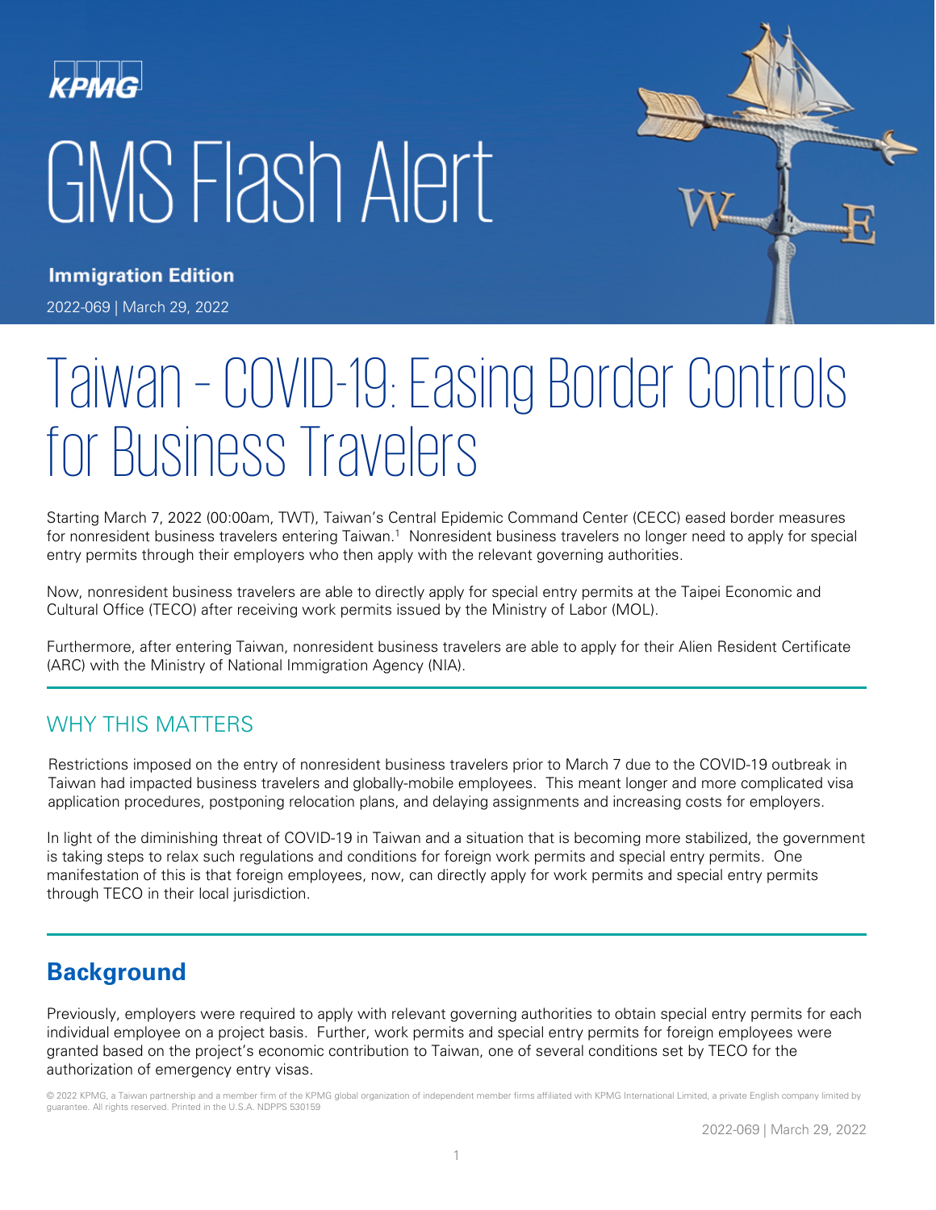KPMG

# GMS Flash Alert

**Immigration Edition**

2022-069 | March 29, 2022

# Taiwan – COVID-19: Easing Border Controls for Business Travelers

Starting March 7, 2022 (00:00am, TWT), Taiwan's Central Epidemic Command Center (CECC) eased border measures for nonresident business travelers entering Taiwan.[1] Nonresident business travelers no longer need to apply for special entry permits through their employers who then apply with the relevant governing authorities.

Now, nonresident business travelers are able to directly apply for special entry permits at the Taipei Economic and Cultural Office (TECO) after receiving work permits issued by the Ministry of Labor (MOL).

Furthermore, after entering Taiwan, nonresident business travelers are able to apply for their Alien Resident Certificate (ARC) with the Ministry of National Immigration Agency (NIA).

## WHY THIS MATTERS

Restrictions imposed on the entry of nonresident business travelers prior to March 7 due to the COVID-19 outbreak in Taiwan had impacted business travelers and globally-mobile employees. This meant longer and more complicated visa application procedures, postponing relocation plans, and delaying assignments and increasing costs for employers.

In light of the diminishing threat of COVID-19 in Taiwan and a situation that is becoming more stabilized, the government is taking steps to relax such regulations and conditions for foreign work permits and special entry permits. One manifestation of this is that foreign employees, now, can directly apply for work permits and special entry permits through TECO in their local jurisdiction.

## Background

Previously, employers were required to apply with relevant governing authorities to obtain special entry permits for each individual employee on a project basis. Further, work permits and special entry permits for foreign employees were granted based on the project's economic contribution to Taiwan, one of several conditions set by TECO for the authorization of emergency entry visas.

© 2022 KPMG, a Taiwan partnership and a member firm of the KPMG global organization of independent member firms affiliated with KPMG International Limited, a private English company limited by guarantee. All rights reserved. Printed in the U.S.A. NDPPS 530159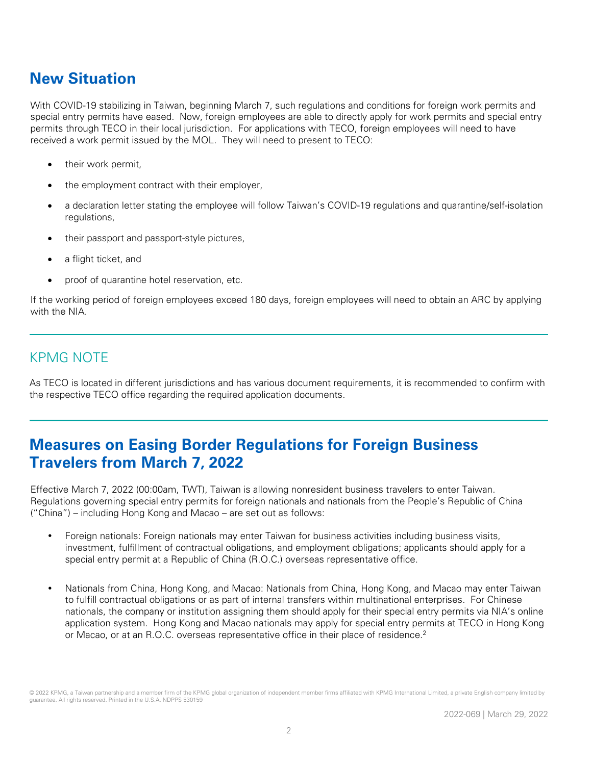## New Situation

With COVID-19 stabilizing in Taiwan, beginning March 7, such regulations and conditions for foreign work permits and special entry permits have eased. Now, foreign employees are able to directly apply for work permits and special entry permits through TECO in their local jurisdiction. For applications with TECO, foreign employees will need to have received a work permit issued by the MOL. They will need to present to TECO:

- their work permit,
- the employment contract with their employer,
- a declaration letter stating the employee will follow Taiwan's COVID-19 regulations and quarantine/self-isolation regulations,
- their passport and passport-style pictures,
- a flight ticket, and
- proof of quarantine hotel reservation, etc.

If the working period of foreign employees exceed 180 days, foreign employees will need to obtain an ARC by applying with the NIA.

### KPMG NOTE

As TECO is located in different jurisdictions and has various document requirements, it is recommended to confirm with the respective TECO office regarding the required application documents.

## Measures on Easing Border Regulations for Foreign Business Travelers from March 7, 2022

Effective March 7, 2022 (00:00am, TWT), Taiwan is allowing nonresident business travelers to enter Taiwan. Regulations governing special entry permits for foreign nationals and nationals from the People's Republic of China ("China") – including Hong Kong and Macao – are set out as follows:

- Foreign nationals: Foreign nationals may enter Taiwan for business activities including business visits, investment, fulfillment of contractual obligations, and employment obligations; applicants should apply for a special entry permit at a Republic of China (R.O.C.) overseas representative office.
- Nationals from China, Hong Kong, and Macao: Nationals from China, Hong Kong, and Macao may enter Taiwan to fulfill contractual obligations or as part of internal transfers within multinational enterprises. For Chinese nationals, the company or institution assigning them should apply for their special entry permits via NIA's online application system. Hong Kong and Macao nationals may apply for special entry permits at TECO in Hong Kong or Macao, or at an R.O.C. overseas representative office in their place of residence.[2]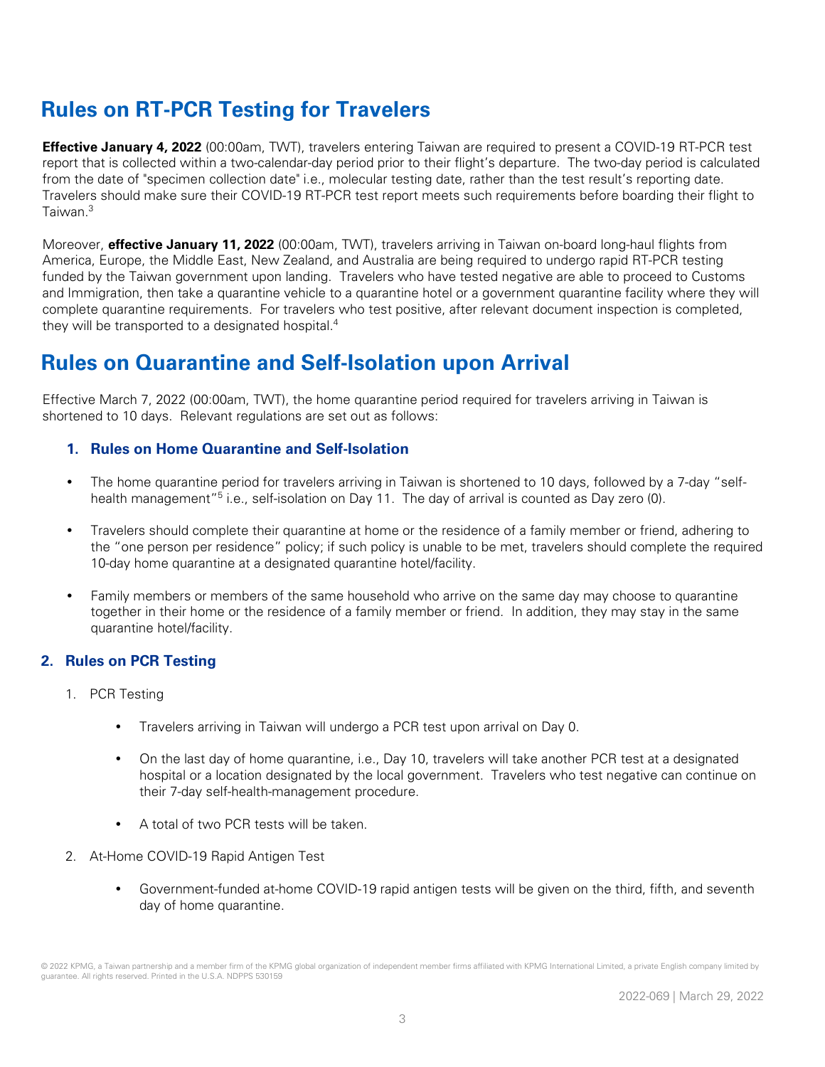## Rules on RT-PCR Testing for Travelers

**Effective January 4, 2022** (00:00am, TWT), travelers entering Taiwan are required to present a COVID-19 RT-PCR test report that is collected within a two-calendar-day period prior to their flight's departure. The two-day period is calculated from the date of "specimen collection date" i.e., molecular testing date, rather than the test result's reporting date. Travelers should make sure their COVID-19 RT-PCR test report meets such requirements before boarding their flight to Taiwan.[3]

Moreover, **effective January 11, 2022** (00:00am, TWT), travelers arriving in Taiwan on-board long-haul flights from America, Europe, the Middle East, New Zealand, and Australia are being required to undergo rapid RT-PCR testing funded by the Taiwan government upon landing. Travelers who have tested negative are able to proceed to Customs and Immigration, then take a quarantine vehicle to a quarantine hotel or a government quarantine facility where they will complete quarantine requirements. For travelers who test positive, after relevant document inspection is completed, they will be transported to a designated hospital.[4]

## Rules on Quarantine and Self-Isolation upon Arrival

Effective March 7, 2022 (00:00am, TWT), the home quarantine period required for travelers arriving in Taiwan is shortened to 10 days. Relevant regulations are set out as follows:

### 1. Rules on Home Quarantine and Self-Isolation

- The home quarantine period for travelers arriving in Taiwan is shortened to 10 days, followed by a 7-day "self-health management"[5] i.e., self-isolation on Day 11. The day of arrival is counted as Day zero (0).
- Travelers should complete their quarantine at home or the residence of a family member or friend, adhering to the "one person per residence" policy; if such policy is unable to be met, travelers should complete the required 10-day home quarantine at a designated quarantine hotel/facility.
- Family members or members of the same household who arrive on the same day may choose to quarantine together in their home or the residence of a family member or friend. In addition, they may stay in the same quarantine hotel/facility.

### 2. Rules on PCR Testing

1. PCR Testing
   - Travelers arriving in Taiwan will undergo a PCR test upon arrival on Day 0.
   - On the last day of home quarantine, i.e., Day 10, travelers will take another PCR test at a designated hospital or a location designated by the local government. Travelers who test negative can continue on their 7-day self-health-management procedure.
   - A total of two PCR tests will be taken.
2. At-Home COVID-19 Rapid Antigen Test
   - Government-funded at-home COVID-19 rapid antigen tests will be given on the third, fifth, and seventh day of home quarantine.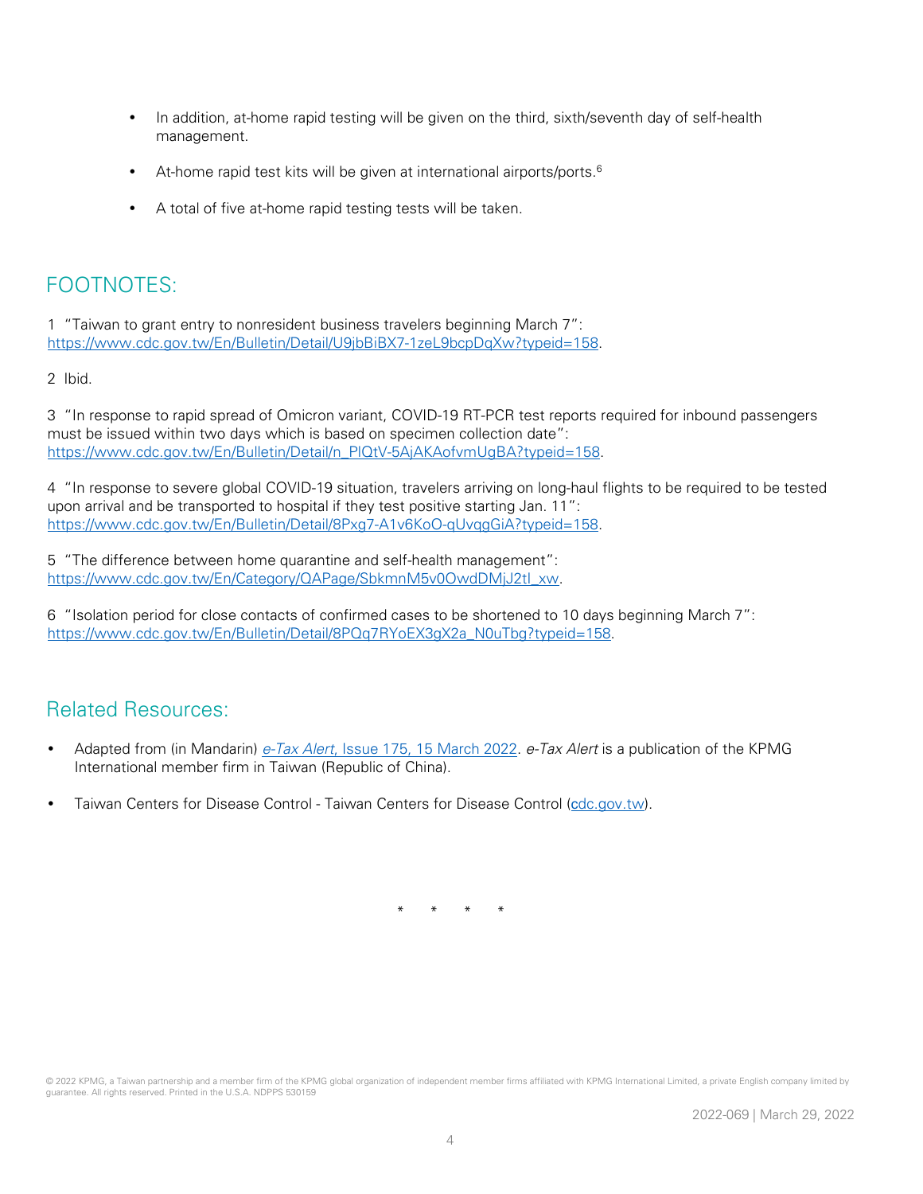- In addition, at-home rapid testing will be given on the third, sixth/seventh day of self-health management.
- At-home rapid test kits will be given at international airports/ports.[6]
- A total of five at-home rapid testing tests will be taken.

## FOOTNOTES:

1 "Taiwan to grant entry to nonresident business travelers beginning March 7": https://www.cdc.gov.tw/En/Bulletin/Detail/U9jbBiBX7-1zeL9bcpDqXw?typeid=158.

2 Ibid.

3 "In response to rapid spread of Omicron variant, COVID-19 RT-PCR test reports required for inbound passengers must be issued within two days which is based on specimen collection date": https://www.cdc.gov.tw/En/Bulletin/Detail/n_PlQtV-5AjAKAofvmUgBA?typeid=158.

4 "In response to severe global COVID-19 situation, travelers arriving on long-haul flights to be required to be tested upon arrival and be transported to hospital if they test positive starting Jan. 11": https://www.cdc.gov.tw/En/Bulletin/Detail/8Pxg7-A1v6KoO-qUvqgGiA?typeid=158.

5 "The difference between home quarantine and self-health management": https://www.cdc.gov.tw/En/Category/QAPage/SbkmnM5v0OwdDMjJ2tl_xw.

6 "Isolation period for close contacts of confirmed cases to be shortened to 10 days beginning March 7": https://www.cdc.gov.tw/En/Bulletin/Detail/8PQq7RYoEX3gX2a_N0uTbg?typeid=158.

## Related Resources:

- Adapted from (in Mandarin) *e-Tax Alert*, Issue 175, 15 March 2022. *e-Tax Alert* is a publication of the KPMG International member firm in Taiwan (Republic of China).
- Taiwan Centers for Disease Control - Taiwan Centers for Disease Control (cdc.gov.tw).

\* \* \* \*

© 2022 KPMG, a Taiwan partnership and a member firm of the KPMG global organization of independent member firms affiliated with KPMG International Limited, a private English company limited by guarantee. All rights reserved. Printed in the U.S.A. NDPPS 530159

2022-069 | March 29, 2022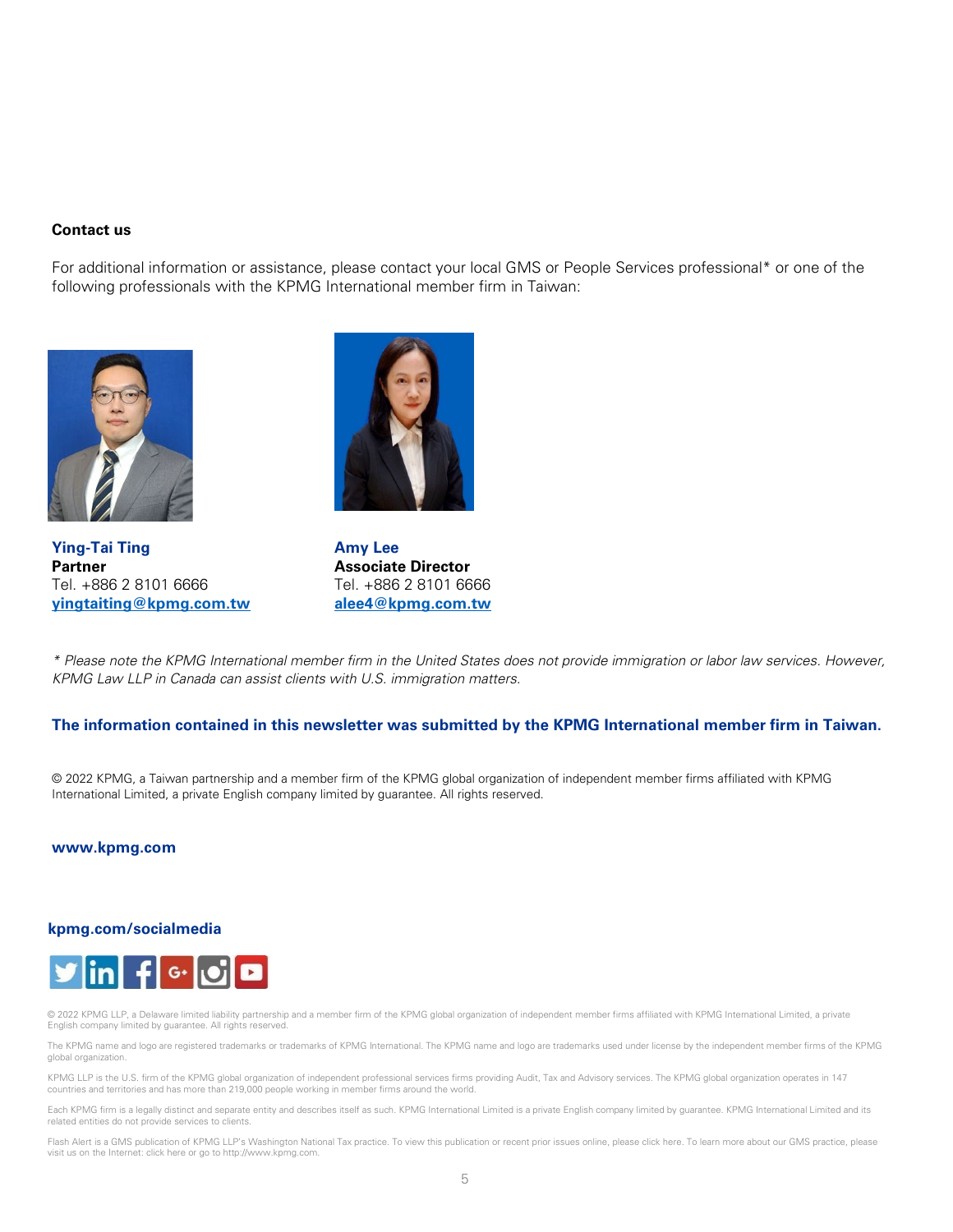**Contact us**

For additional information or assistance, please contact your local GMS or People Services professional* or one of the following professionals with the KPMG International member firm in Taiwan:

**Ying-Tai Ting**
**Partner**
Tel. +886 2 8101 6666
**yingtaiting@kpmg.com.tw**

**Amy Lee**
**Associate Director**
Tel. +886 2 8101 6666
**alee4@kpmg.com.tw**

*\* Please note the KPMG International member firm in the United States does not provide immigration or labor law services. However, KPMG Law LLP in Canada can assist clients with U.S. immigration matters.*

**The information contained in this newsletter was submitted by the KPMG International member firm in Taiwan.**

© 2022 KPMG, a Taiwan partnership and a member firm of the KPMG global organization of independent member firms affiliated with KPMG International Limited, a private English company limited by guarantee. All rights reserved.

**www.kpmg.com**

**kpmg.com/socialmedia**

© 2022 KPMG LLP, a Delaware limited liability partnership and a member firm of the KPMG global organization of independent member firms affiliated with KPMG International Limited, a private English company limited by guarantee. All rights reserved.

The KPMG name and logo are registered trademarks or trademarks of KPMG International. The KPMG name and logo are trademarks used under license by the independent member firms of the KPMG global organization.

KPMG LLP is the U.S. firm of the KPMG global organization of independent professional services firms providing Audit, Tax and Advisory services. The KPMG global organization operates in 147 countries and territories and has more than 219,000 people working in member firms around the world.

Each KPMG firm is a legally distinct and separate entity and describes itself as such. KPMG International Limited is a private English company limited by guarantee. KPMG International Limited and its related entities do not provide services to clients.

Flash Alert is a GMS publication of KPMG LLP's Washington National Tax practice. To view this publication or recent prior issues online, please click here. To learn more about our GMS practice, please visit us on the Internet: click here or go to http://www.kpmg.com.